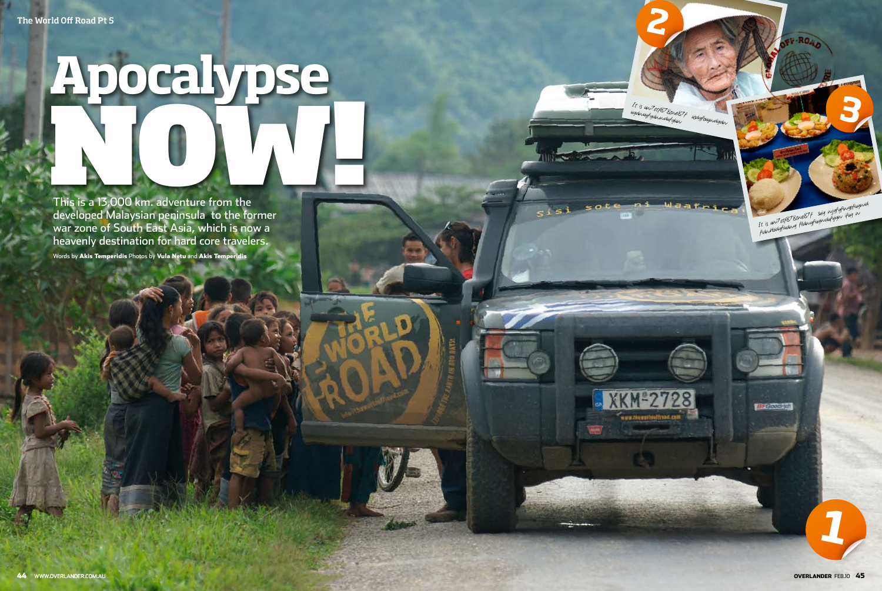# Apocalypse NOW!

This is a 13,000 km. adventure from the developed Malaysian peninsula to the former war zone of South East Asia, which is now a heavenly destination for hard core travelers.

Words by **Akis Temperidis** Photos by **Vula Netu** and **Akis Temperidis**

1

2

It is uw7 ef87 8ue87f ugdwuyf gduwduf gw ugdyfugwdgdw

3

It is uw7 ef87 8ue87f sdg wjgfgfwgfhgwd fdwhbdgfudwg fdwgfwgwdufgqw ifgq w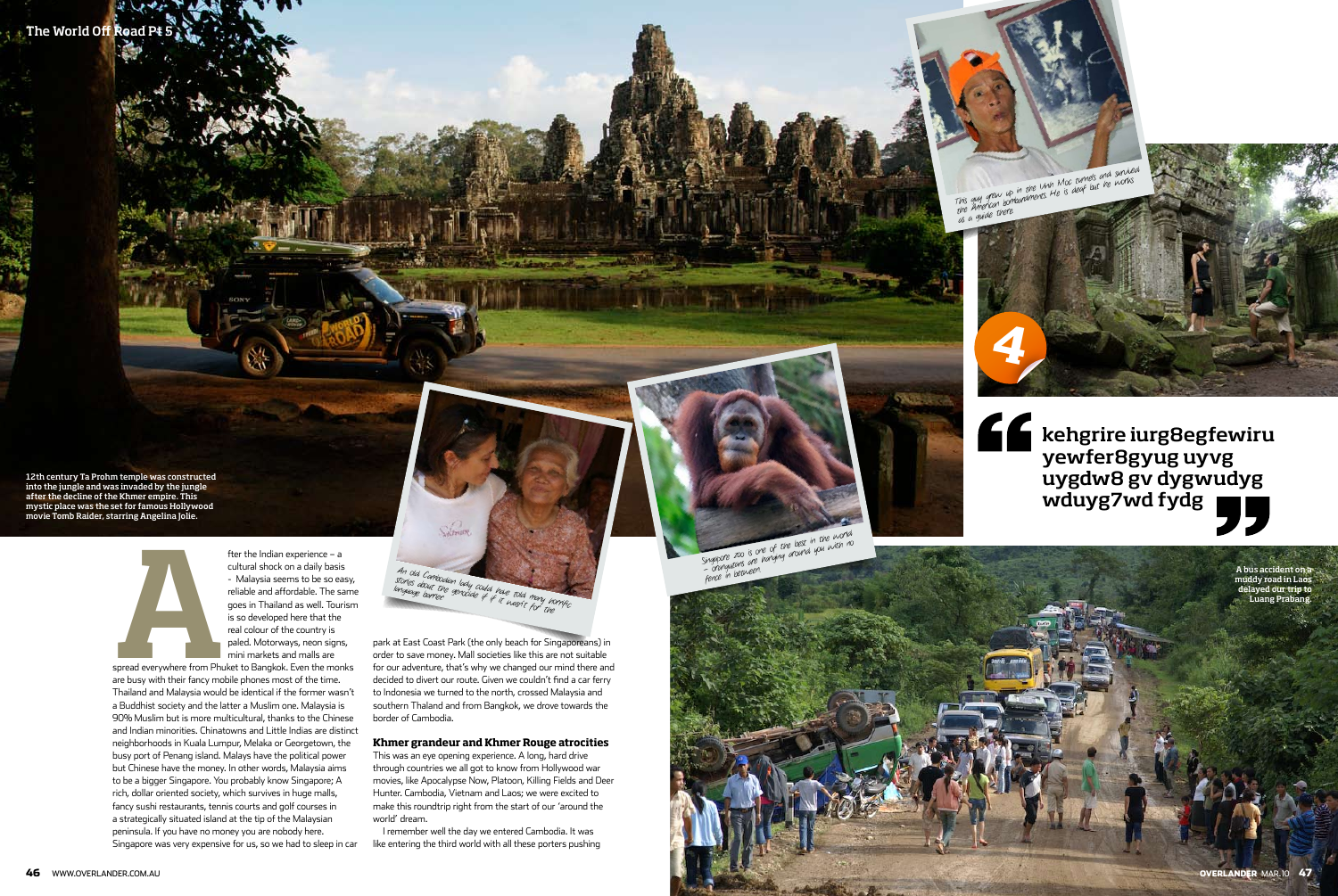12th century Ta Prohm temple was constructed into the jungle and was invaded by the jungle after the decline of the Khmer empire. This mystic place was the set for famous Hollywood movie Tomb Raider, starring Angelina Jolie.

This guy grew up in the Vinh Moc tunnels and survived the American bombardments. He is deaf but he works as a guide there

> kehgrire iurg8egfewiru yewfer8gyug uyvg uygdw8 gv dygwudyg wduyg7wd fydg

An old Cambodian lady could have told many horrific stories about the genocide if it wasn't for the language barrier

Singapore zoo is one of the best in the world – orangutans are hanging around you with no fence in between

A bus accident on a muddy road in Laos delayed our trip to Luang Prabang.

After the Indian experience – a cultural shock on a daily basis - Malaysia seems to be so easy, reliable and affordable. The same goes in Thailand as well. Tourism is so developed here that the real colour of the country is paled. Motorways, neon signs, mini markets and malls are spread everywhere from Phuket to Bangkok. Even the monks are busy with their fancy mobile phones most of the time. Thailand and Malaysia would be identical if the former wasn't a Buddhist society and the latter a Muslim one. Malaysia is 90% Muslim but is more multicultural, thanks to the Chinese and Indian minorities. Chinatowns and Little Indias are distinct neighborhoods in Kuala Lumpur, Melaka or Georgetown, the busy port of Penang island. Malays have the political power but Chinese have the money. In other words, Malaysia aims to be a bigger Singapore. You probably know Singapore; A rich, dollar oriented society, which survives in huge malls, fancy sushi restaurants, tennis courts and golf courses in a strategically situated island at the tip of the Malaysian peninsula. If you have no money you are nobody here. Singapore was very expensive for us, so we had to sleep in car park at East Coast Park (the only beach for Singaporeans) in order to save money. Mall societies like this are not suitable for our adventure, that's why we changed our mind there and decided to divert our route. Given we couldn't find a car ferry to Indonesia we turned to the north, crossed Malaysia and southern Thailand and from Bangkok, we drove towards the border of Cambodia.

### Khmer grandeur and Khmer Rouge atrocities

This was an eye opening experience. A long, hard drive through countries we all got to know from Hollywood war movies, like Apocalypse Now, Platoon, Killing Fields and Deer Hunter. Cambodia, Vietnam and Laos; we were excited to make this roundtrip right from the start of our 'around the world' dream.

I remember well the day we entered Cambodia. It was like entering the third world with all these porters pushing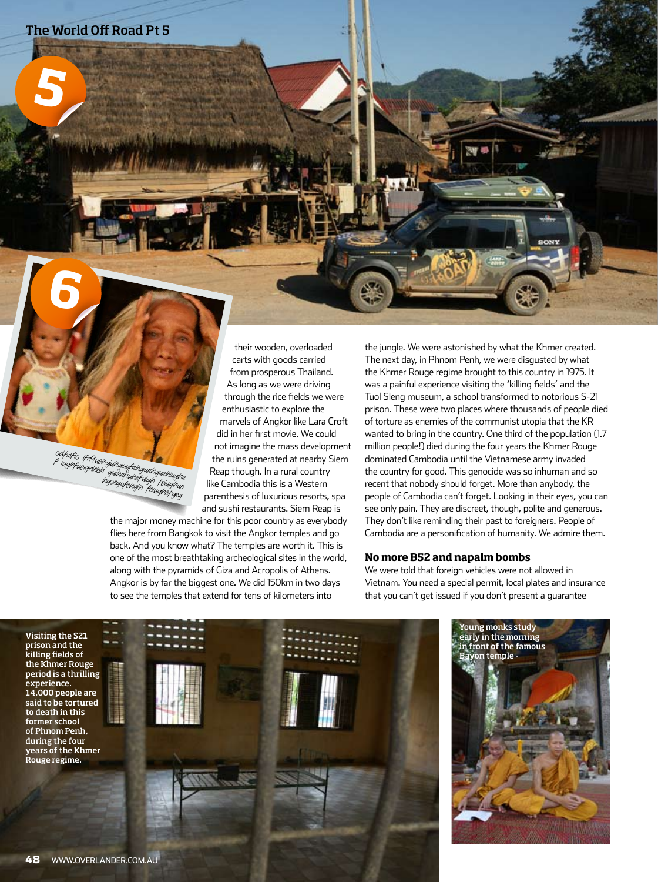their wooden, overloaded carts with goods carried from prosperous Thailand. As long as we were driving through the rice fields we were enthusiastic to explore the marvels of Angkor like Lara Croft did in her first movie. We could not imagine the mass development the ruins generated at nearby Siem Reap though. In a rural country like Cambodia this is a Western parenthesis of luxurious resorts, spa and sushi restaurants. Siem Reap is the major money machine for this poor country as everybody flies here from Bangkok to visit the Angkor temples and go back. And you know what? The temples are worth it. This is one of the most breathtaking archeological sites in the world, along with the pyramids of Giza and Acropolis of Athens. Angkor is by far the biggest one. We did 150km in two days to see the temples that extend for tens of kilometers into the jungle. We were astonished by what the Khmer created. The next day, in Phnom Penh, we were disgusted by what the Khmer Rouge regime brought to this country in 1975. It was a painful experience visiting the 'killing fields' and the Tuol Sleng museum, a school transformed to notorious S-21 prison. These were two places where thousands of people died of torture as enemies of the communist utopia that the KR wanted to bring in the country. One third of the population (1.7 million people!) died during the four years the Khmer Rouge dominated Cambodia until the Vietnamese army invaded the country for good. This genocide was so inhuman and so recent that nobody should forget. More than anybody, the people of Cambodia can't forget. Looking in their eyes, you can see only pain. They are discreet, though, polite and generous. They don't like reminding their past to foreigners. People of Cambodia are a personification of humanity. We admire them.

## No more B52 and napalm bombs

We were told that foreign vehicles were not allowed in Vietnam. You need a special permit, local plates and insurance that you can't get issued if you don't present a guarantee

Visiting the S21 prison and the killing fields of the Khmer Rouge period is a thrilling experience. 14.000 people are said to be tortured to death in this former school of Phnom Penh, during the four years of the Khmer Rouge regime.

Young monks study early in the morning in front of the famous Bayon temple -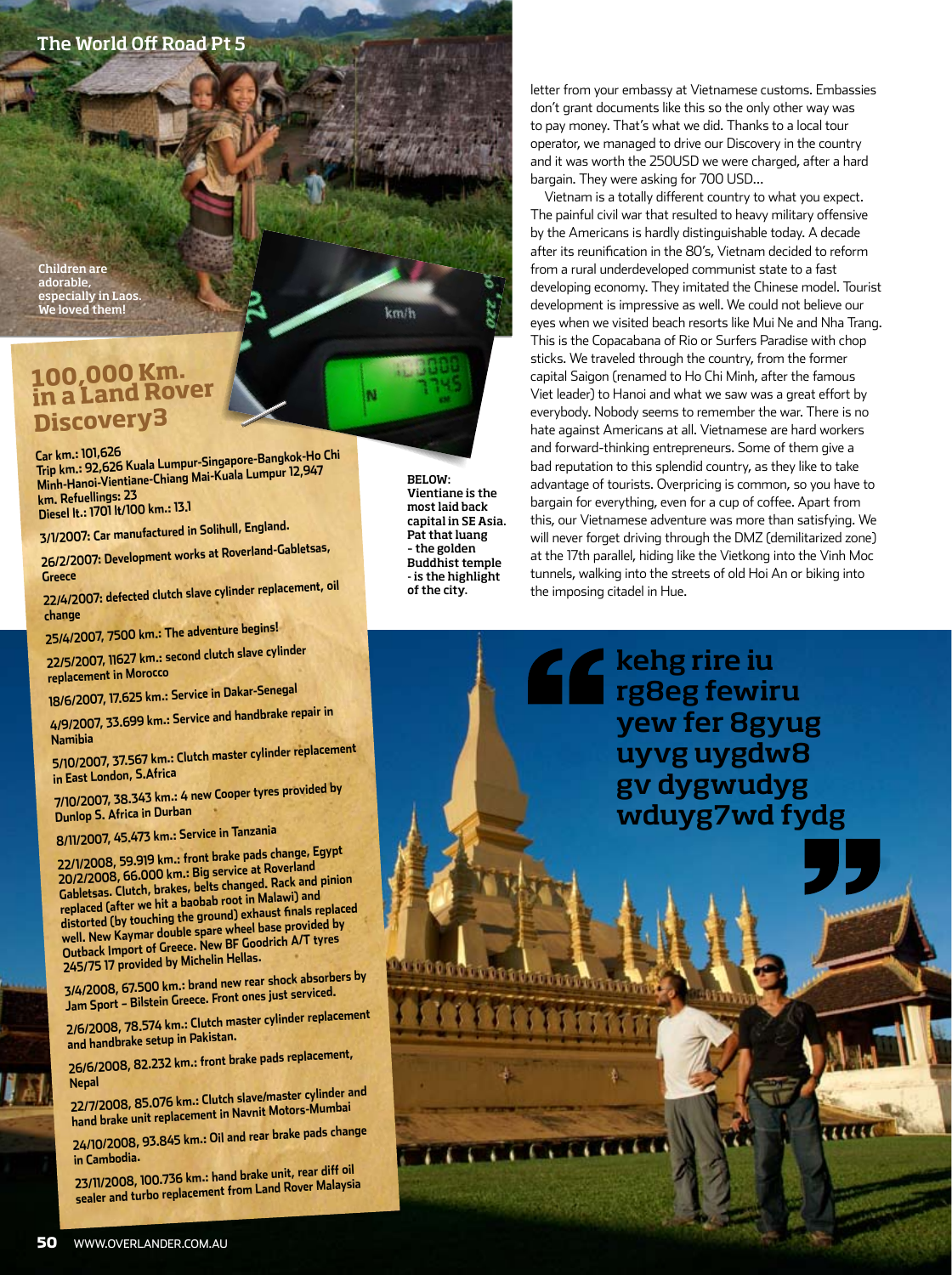Children are adorable, especially in Laos. We loved them!

## 100,000 Km. in a Land Rover Discovery3

**Car km.: 101,626**
**Trip km.: 92,626 Kuala Lumpur-Singapore-Bangkok-Ho Chi Minh-Hanoi-Vientiane-Chiang Mai-Kuala Lumpur 12,947 km. Refuellings: 23**
**Diesel lt.: 1701 lt/100 km.: 13.1**

**3/1/2007: Car manufactured in Solihull, England.**

**26/2/2007: Development works at Roverland-Gabletsas, Greece**

**22/4/2007: defected clutch slave cylinder replacement, oil change**

**25/4/2007, 7500 km.: The adventure begins!**

**22/5/2007, 11627 km.: second clutch slave cylinder replacement in Morocco**

**18/6/2007, 17.625 km.: Service in Dakar-Senegal**

**4/9/2007, 33.699 km.: Service and handbrake repair in Namibia**

**5/10/2007, 37.567 km.: Clutch master cylinder replacement in East London, S.Africa**

**7/10/2007, 38.343 km.: 4 new Cooper tyres provided by Dunlop S. Africa in Durban**

**8/11/2007, 45.473 km.: Service in Tanzania**

**22/1/2008, 59.919 km.: front brake pads change, Egypt**

**20/2/2008, 66.000 km.: Big service at Roverland Gabletsas. Clutch, brakes, belts changed. Rack and pinion replaced (after we hit a baobab root in Malawi) and distorted (by touching the ground) exhaust finals replaced well. New Kaymar double spare wheel base provided by Outback Import of Greece. New BF Goodrich A/T tyres 245/75 17 provided by Michelin Hellas.**

**3/4/2008, 67.500 km.: brand new rear shock absorbers by Jam Sport – Bilstein Greece. Front ones just serviced.**

**2/6/2008, 78.574 km.: Clutch master cylinder replacement and handbrake setup in Pakistan.**

**26/6/2008, 82.232 km.: front brake pads replacement, Nepal**

**22/7/2008, 85.076 km.: Clutch slave/master cylinder and hand brake unit replacement in Navnit Motors-Mumbai**

**24/10/2008, 93.845 km.: Oil and rear brake pads change in Cambodia.**

**23/11/2008, 100.736 km.: hand brake unit, rear diff oil sealer and turbo replacement from Land Rover Malaysia**

**BELOW: Vientiane is the most laid back capital in SE Asia. Pat that luang - the golden Buddhist temple - is the highlight of the city.**

letter from your embassy at Vietnamese customs. Embassies don't grant documents like this so the only other way was to pay money. That's what we did. Thanks to a local tour operator, we managed to drive our Discovery in the country and it was worth the 250USD we were charged, after a hard bargain. They were asking for 700 USD...

Vietnam is a totally different country to what you expect. The painful civil war that resulted to heavy military offensive by the Americans is hardly distinguishable today. A decade after its reunification in the 80's, Vietnam decided to reform from a rural underdeveloped communist state to a fast developing economy. They imitated the Chinese model. Tourist development is impressive as well. We could not believe our eyes when we visited beach resorts like Mui Ne and Nha Trang. This is the Copacabana of Rio or Surfers Paradise with chop sticks. We traveled through the country, from the former capital Saigon (renamed to Ho Chi Minh, after the famous Viet leader) to Hanoi and what we saw was a great effort by everybody. Nobody seems to remember the war. There is no hate against Americans at all. Vietnamese are hard workers and forward-thinking entrepreneurs. Some of them give a bad reputation to this splendid country, as they like to take advantage of tourists. Overpricing is common, so you have to bargain for everything, even for a cup of coffee. Apart from this, our Vietnamese adventure was more than satisfying. We will never forget driving through the DMZ (demilitarized zone) at the 17th parallel, hiding like the Vietkong into the Vinh Moc tunnels, walking into the streets of old Hoi An or biking into the imposing citadel in Hue.

> **kehg rire iu rg8eg fewiru yew fer 8gyug uyvg uygdw8 gv dygwudyg wduyg7wd fydg**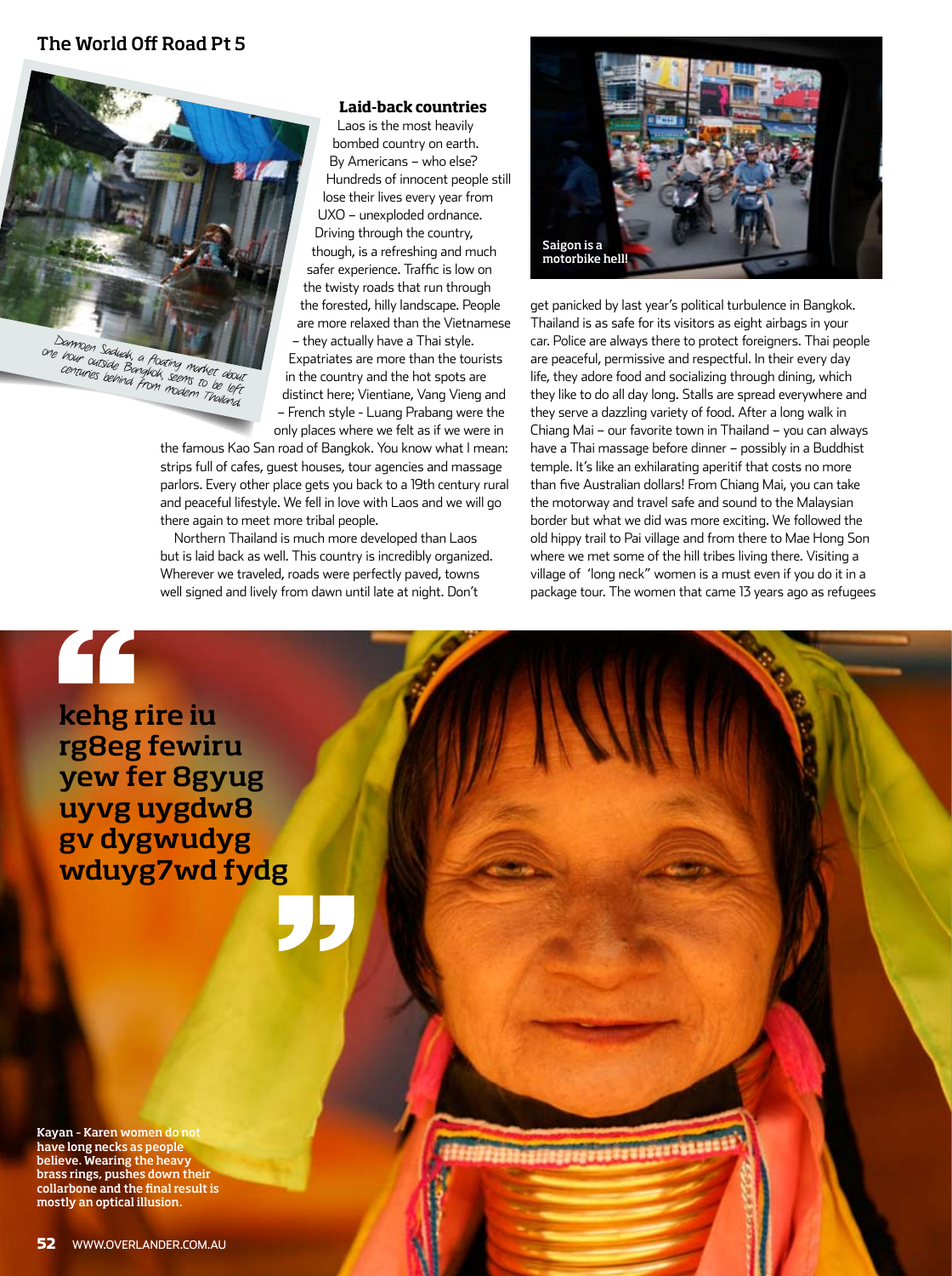### Laid-back countries

Laos is the most heavily bombed country on earth. By Americans – who else? Hundreds of innocent people still lose their lives every year from UXO – unexploded ordnance. Driving through the country, though, is a refreshing and much safer experience. Traffic is low on the twisty roads that run through the forested, hilly landscape. People are more relaxed than the Vietnamese – they actually have a Thai style. Expatriates are more than the tourists in the country and the hot spots are distinct here; Vientiane, Vang Vieng and – French style - Luang Prabang were the only places where we felt as if we were in the famous Kao San road of Bangkok. You know what I mean: strips full of cafes, guest houses, tour agencies and massage parlors. Every other place gets you back to a 19th century rural and peaceful lifestyle. We fell in love with Laos and we will go there again to meet more tribal people.

Northern Thailand is much more developed than Laos but is laid back as well. This country is incredibly organized. Wherever we traveled, roads were perfectly paved, towns well signed and lively from dawn until late at night. Don't get panicked by last year's political turbulence in Bangkok. Thailand is as safe for its visitors as eight airbags in your car. Police are always there to protect foreigners. Thai people are peaceful, permissive and respectful. In their every day life, they adore food and socializing through dining, which they like to do all day long. Stalls are spread everywhere and they serve a dazzling variety of food. After a long walk in Chiang Mai – our favorite town in Thailand – you can always have a Thai massage before dinner – possibly in a Buddhist temple. It's like an exhilarating aperitif that costs no more than five Australian dollars! From Chiang Mai, you can take the motorway and travel safe and sound to the Malaysian border but what we did was more exciting. We followed the old hippy trail to Pai village and from there to Mae Hong Son where we met some of the hill tribes living there. Visiting a village of 'long neck" women is a must even if you do it in a package tour. The women that came 13 years ago as refugees

Damnoen Saduak, a floating market about one hour outside Bangkok, seems to be left centuries behind from modern Thailand.

Saigon is a motorbike hell!

> "kehg rire iu rg8eg fewiru yew fer 8gyug uyvg uygdw8 gv dygwudyg wduyg7wd fydg"

Kayan - Karen women do not have long necks as people believe. Wearing the heavy brass rings, pushes down their collarbone and the final result is mostly an optical illusion.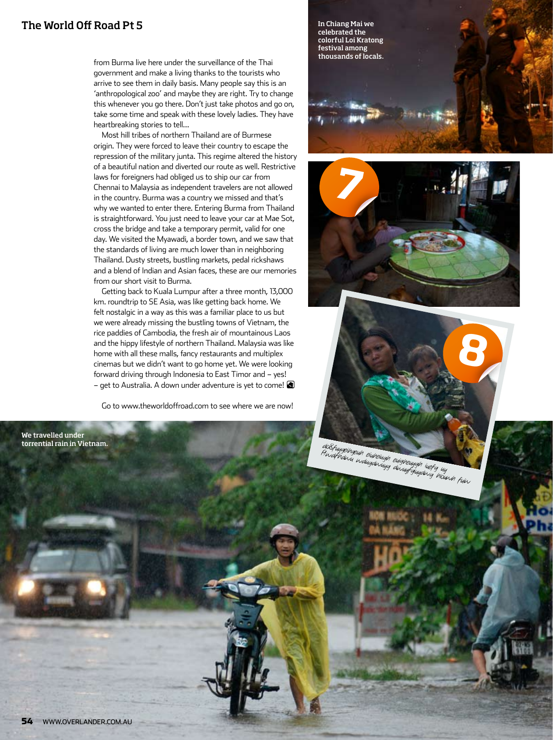from Burma live here under the surveillance of the Thai government and make a living thanks to the tourists who arrive to see them in daily basis. Many people say this is an 'anthropological zoo' and maybe they are right. Try to change this whenever you go there. Don't just take photos and go on, take some time and speak with these lovely ladies. They have heartbreaking stories to tell...

Most hill tribes of northern Thailand are of Burmese origin. They were forced to leave their country to escape the repression of the military junta. This regime altered the history of a beautiful nation and diverted our route as well. Restrictive laws for foreigners had obliged us to ship our car from Chennai to Malaysia as independent travelers are not allowed in the country. Burma was a country we missed and that's why we wanted to enter there. Entering Burma from Thailand is straightforward. You just need to leave your car at Mae Sot, cross the bridge and take a temporary permit, valid for one day. We visited the Myawadi, a border town, and we saw that the standards of living are much lower than in neighboring Thailand. Dusty streets, bustling markets, pedal rickshaws and a blend of Indian and Asian faces, these are our memories from our short visit to Burma.

Getting back to Kuala Lumpur after a three month, 13,000 km. roundtrip to SE Asia, was like getting back home. We felt nostalgic in a way as this was a familiar place to us but we were already missing the bustling towns of Vietnam, the rice paddies of Cambodia, the fresh air of mountainous Laos and the hippy lifestyle of northern Thailand. Malaysia was like home with all these malls, fancy restaurants and multiplex cinemas but we didn't want to go home yet. We were looking forward driving through Indonesia to East Timor and – yes! – get to Australia. A down under adventure is yet to come!

Go to www.theworldoffroad.com to see where we are now!

In Chiang Mai we celebrated the colorful Loi Kratong festival among thousands of locals.

7

8

We travelled under torrential rain in Vietnam.